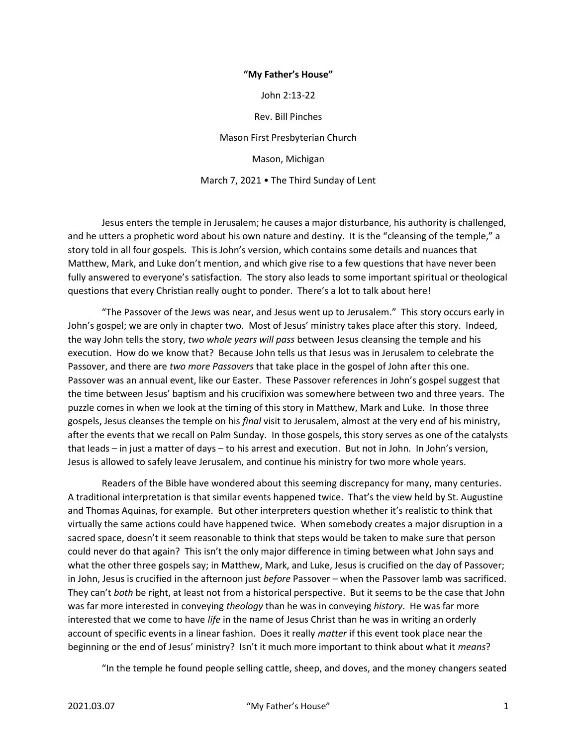**"My Father's House"**

John 2:13-22

Rev. Bill Pinches

Mason First Presbyterian Church

Mason, Michigan

March 7, 2021 • The Third Sunday of Lent

Jesus enters the temple in Jerusalem; he causes a major disturbance, his authority is challenged, and he utters a prophetic word about his own nature and destiny. It is the "cleansing of the temple," a story told in all four gospels. This is John's version, which contains some details and nuances that Matthew, Mark, and Luke don't mention, and which give rise to a few questions that have never been fully answered to everyone's satisfaction. The story also leads to some important spiritual or theological questions that every Christian really ought to ponder. There's a lot to talk about here!

"The Passover of the Jews was near, and Jesus went up to Jerusalem." This story occurs early in John's gospel; we are only in chapter two. Most of Jesus' ministry takes place after this story. Indeed, the way John tells the story, *two whole years will pass* between Jesus cleansing the temple and his execution. How do we know that? Because John tells us that Jesus was in Jerusalem to celebrate the Passover, and there are *two more Passovers* that take place in the gospel of John after this one. Passover was an annual event, like our Easter. These Passover references in John's gospel suggest that the time between Jesus' baptism and his crucifixion was somewhere between two and three years. The puzzle comes in when we look at the timing of this story in Matthew, Mark and Luke. In those three gospels, Jesus cleanses the temple on his *final* visit to Jerusalem, almost at the very end of his ministry, after the events that we recall on Palm Sunday. In those gospels, this story serves as one of the catalysts that leads – in just a matter of days – to his arrest and execution. But not in John. In John's version, Jesus is allowed to safely leave Jerusalem, and continue his ministry for two more whole years.

Readers of the Bible have wondered about this seeming discrepancy for many, many centuries. A traditional interpretation is that similar events happened twice. That's the view held by St. Augustine and Thomas Aquinas, for example. But other interpreters question whether it's realistic to think that virtually the same actions could have happened twice. When somebody creates a major disruption in a sacred space, doesn't it seem reasonable to think that steps would be taken to make sure that person could never do that again? This isn't the only major difference in timing between what John says and what the other three gospels say; in Matthew, Mark, and Luke, Jesus is crucified on the day of Passover; in John, Jesus is crucified in the afternoon just *before* Passover – when the Passover lamb was sacrificed. They can't *both* be right, at least not from a historical perspective. But it seems to be the case that John was far more interested in conveying *theology* than he was in conveying *history*. He was far more interested that we come to have *life* in the name of Jesus Christ than he was in writing an orderly account of specific events in a linear fashion. Does it really *matter* if this event took place near the beginning or the end of Jesus' ministry? Isn't it much more important to think about what it *means*?

"In the temple he found people selling cattle, sheep, and doves, and the money changers seated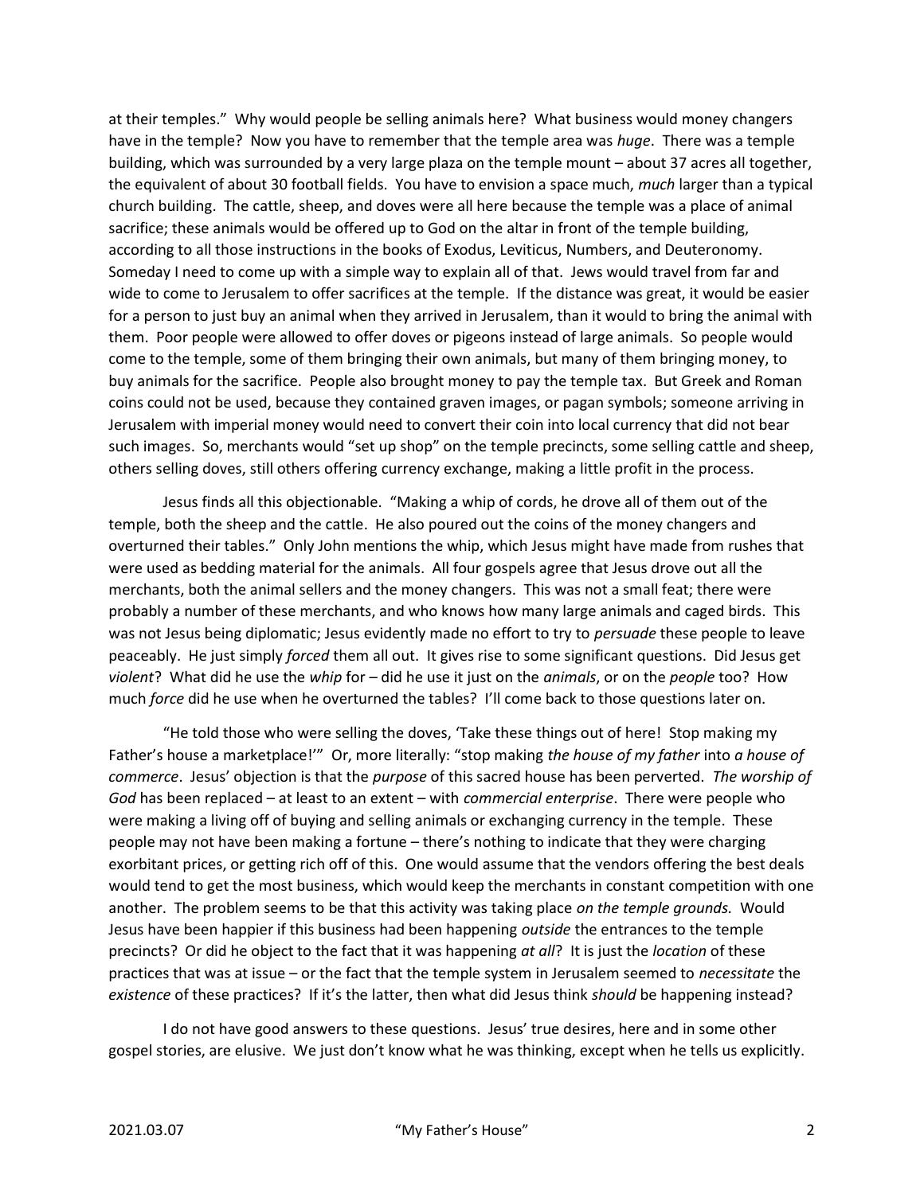at their temples." Why would people be selling animals here? What business would money changers have in the temple? Now you have to remember that the temple area was *huge*. There was a temple building, which was surrounded by a very large plaza on the temple mount – about 37 acres all together, the equivalent of about 30 football fields. You have to envision a space much, *much* larger than a typical church building. The cattle, sheep, and doves were all here because the temple was a place of animal sacrifice; these animals would be offered up to God on the altar in front of the temple building, according to all those instructions in the books of Exodus, Leviticus, Numbers, and Deuteronomy. Someday I need to come up with a simple way to explain all of that. Jews would travel from far and wide to come to Jerusalem to offer sacrifices at the temple. If the distance was great, it would be easier for a person to just buy an animal when they arrived in Jerusalem, than it would to bring the animal with them. Poor people were allowed to offer doves or pigeons instead of large animals. So people would come to the temple, some of them bringing their own animals, but many of them bringing money, to buy animals for the sacrifice. People also brought money to pay the temple tax. But Greek and Roman coins could not be used, because they contained graven images, or pagan symbols; someone arriving in Jerusalem with imperial money would need to convert their coin into local currency that did not bear such images. So, merchants would "set up shop" on the temple precincts, some selling cattle and sheep, others selling doves, still others offering currency exchange, making a little profit in the process.

Jesus finds all this objectionable. "Making a whip of cords, he drove all of them out of the temple, both the sheep and the cattle. He also poured out the coins of the money changers and overturned their tables." Only John mentions the whip, which Jesus might have made from rushes that were used as bedding material for the animals. All four gospels agree that Jesus drove out all the merchants, both the animal sellers and the money changers. This was not a small feat; there were probably a number of these merchants, and who knows how many large animals and caged birds. This was not Jesus being diplomatic; Jesus evidently made no effort to try to *persuade* these people to leave peaceably. He just simply *forced* them all out. It gives rise to some significant questions. Did Jesus get *violent*? What did he use the *whip* for – did he use it just on the *animals*, or on the *people* too? How much *force* did he use when he overturned the tables? I'll come back to those questions later on.

"He told those who were selling the doves, 'Take these things out of here! Stop making my Father's house a marketplace!'" Or, more literally: "stop making *the house of my father* into *a house of commerce*. Jesus' objection is that the *purpose* of this sacred house has been perverted. *The worship of God* has been replaced – at least to an extent – with *commercial enterprise*. There were people who were making a living off of buying and selling animals or exchanging currency in the temple. These people may not have been making a fortune – there's nothing to indicate that they were charging exorbitant prices, or getting rich off of this. One would assume that the vendors offering the best deals would tend to get the most business, which would keep the merchants in constant competition with one another. The problem seems to be that this activity was taking place *on the temple grounds.* Would Jesus have been happier if this business had been happening *outside* the entrances to the temple precincts? Or did he object to the fact that it was happening *at all*? It is just the *location* of these practices that was at issue – or the fact that the temple system in Jerusalem seemed to *necessitate* the *existence* of these practices? If it's the latter, then what did Jesus think *should* be happening instead?

I do not have good answers to these questions. Jesus' true desires, here and in some other gospel stories, are elusive. We just don't know what he was thinking, except when he tells us explicitly.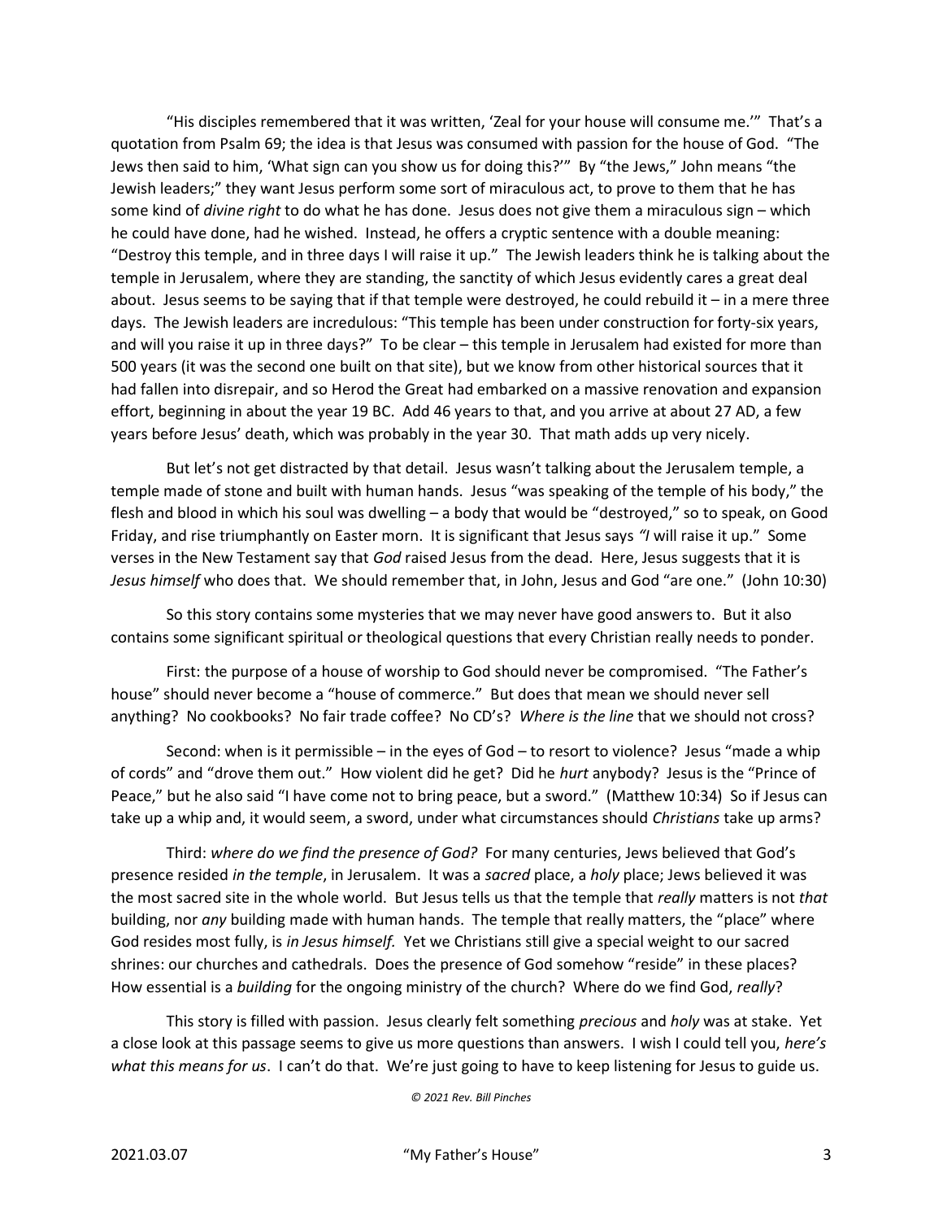"His disciples remembered that it was written, 'Zeal for your house will consume me.'" That's a quotation from Psalm 69; the idea is that Jesus was consumed with passion for the house of God. "The Jews then said to him, 'What sign can you show us for doing this?'" By "the Jews," John means "the Jewish leaders;" they want Jesus perform some sort of miraculous act, to prove to them that he has some kind of *divine right* to do what he has done. Jesus does not give them a miraculous sign – which he could have done, had he wished. Instead, he offers a cryptic sentence with a double meaning: "Destroy this temple, and in three days I will raise it up." The Jewish leaders think he is talking about the temple in Jerusalem, where they are standing, the sanctity of which Jesus evidently cares a great deal about. Jesus seems to be saying that if that temple were destroyed, he could rebuild it – in a mere three days. The Jewish leaders are incredulous: "This temple has been under construction for forty-six years, and will you raise it up in three days?" To be clear – this temple in Jerusalem had existed for more than 500 years (it was the second one built on that site), but we know from other historical sources that it had fallen into disrepair, and so Herod the Great had embarked on a massive renovation and expansion effort, beginning in about the year 19 BC. Add 46 years to that, and you arrive at about 27 AD, a few years before Jesus' death, which was probably in the year 30. That math adds up very nicely.

But let's not get distracted by that detail. Jesus wasn't talking about the Jerusalem temple, a temple made of stone and built with human hands. Jesus "was speaking of the temple of his body," the flesh and blood in which his soul was dwelling – a body that would be "destroyed," so to speak, on Good Friday, and rise triumphantly on Easter morn. It is significant that Jesus says *"I* will raise it up." Some verses in the New Testament say that *God* raised Jesus from the dead. Here, Jesus suggests that it is *Jesus himself* who does that. We should remember that, in John, Jesus and God "are one." (John 10:30)

So this story contains some mysteries that we may never have good answers to. But it also contains some significant spiritual or theological questions that every Christian really needs to ponder.

First: the purpose of a house of worship to God should never be compromised. "The Father's house" should never become a "house of commerce." But does that mean we should never sell anything? No cookbooks? No fair trade coffee? No CD's? *Where is the line* that we should not cross?

Second: when is it permissible – in the eyes of God – to resort to violence? Jesus "made a whip of cords" and "drove them out." How violent did he get? Did he *hurt* anybody? Jesus is the "Prince of Peace," but he also said "I have come not to bring peace, but a sword." (Matthew 10:34) So if Jesus can take up a whip and, it would seem, a sword, under what circumstances should *Christians* take up arms?

Third: *where do we find the presence of God?* For many centuries, Jews believed that God's presence resided *in the temple*, in Jerusalem. It was a *sacred* place, a *holy* place; Jews believed it was the most sacred site in the whole world. But Jesus tells us that the temple that *really* matters is not *that* building, nor *any* building made with human hands. The temple that really matters, the "place" where God resides most fully, is *in Jesus himself.* Yet we Christians still give a special weight to our sacred shrines: our churches and cathedrals. Does the presence of God somehow "reside" in these places? How essential is a *building* for the ongoing ministry of the church? Where do we find God, *really*?

This story is filled with passion. Jesus clearly felt something *precious* and *holy* was at stake. Yet a close look at this passage seems to give us more questions than answers. I wish I could tell you, *here's what this means for us*. I can't do that. We're just going to have to keep listening for Jesus to guide us.

*© 2021 Rev. Bill Pinches*